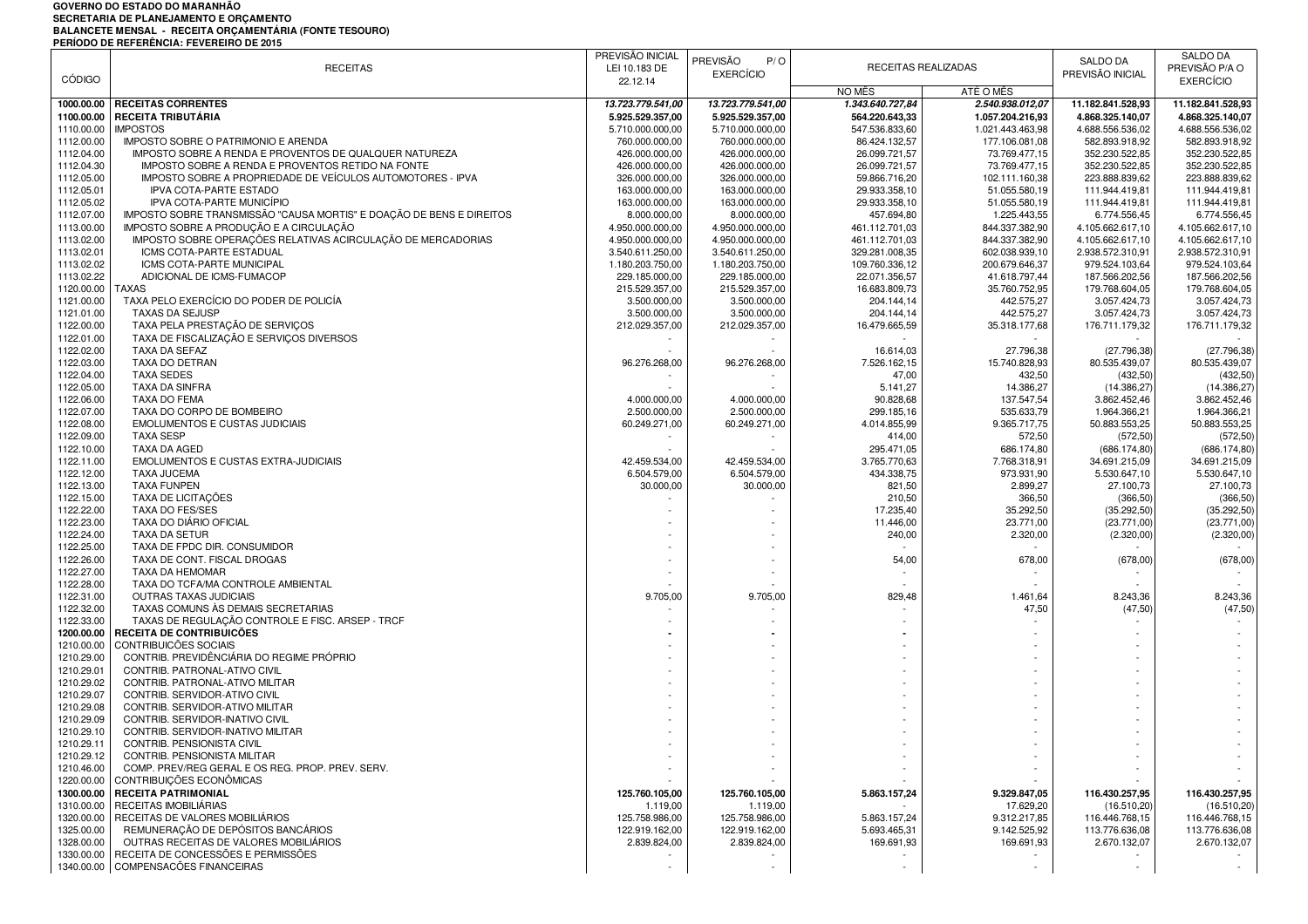GOVERNO DO ESTADO DO MARANHÃO
SECRETARIA DE PLANEJAMENTO E ORÇAMENTO
BALANCETE MENSAL - RECEITA ORÇAMENTÁRIA (FONTE TESOURO)
PERÍODO DE REFERÊNCIA: FEVEREIRO DE 2015

| CÓDIGO | RECEITAS | PREVISÃO INICIAL LEI 10.183 DE 22.12.14 | PREVISÃO P/ O EXERCÍCIO | RECEITAS REALIZADAS | | SALDO DA PREVISÃO INICIAL | SALDO DA PREVISÃO P/A O EXERCÍCIO |
|---|---|---|---|---|---|---|---|
| | | | | NO MÊS | ATÉ O MÊS | | |
| **1000.00.00** | **RECEITAS CORRENTES** | ***13.723.779.541,00*** | ***13.723.779.541,00*** | ***1.343.640.727,84*** | ***2.540.938.012,07*** | **11.182.841.528,93** | **11.182.841.528,93** |
| **1100.00.00** | **RECEITA TRIBUTÁRIA** | **5.925.529.357,00** | **5.925.529.357,00** | **564.220.643,33** | **1.057.204.216,93** | **4.868.325.140,07** | **4.868.325.140,07** |
| 1110.00.00 | IMPOSTOS | 5.710.000.000,00 | 5.710.000.000,00 | 547.536.833,60 | 1.021.443.463,98 | 4.688.556.536,02 | 4.688.556.536,02 |
| 1112.00.00 | IMPOSTO SOBRE O PATRIMONIO E ARENDA | 760.000.000,00 | 760.000.000,00 | 86.424.132,57 | 177.106.081,08 | 582.893.918,92 | 582.893.918,92 |
| 1112.04.00 | IMPOSTO SOBRE A RENDA E PROVENTOS DE QUALQUER NATUREZA | 426.000.000,00 | 426.000.000,00 | 26.099.721,57 | 73.769.477,15 | 352.230.522,85 | 352.230.522,85 |
| 1112.04.30 | IMPOSTO SOBRE A RENDA E PROVENTOS RETIDO NA FONTE | 426.000.000,00 | 426.000.000,00 | 26.099.721,57 | 73.769.477,15 | 352.230.522,85 | 352.230.522,85 |
| 1112.05.00 | IMPOSTO SOBRE A PROPRIEDADE DE VEÍCULOS AUTOMOTORES - IPVA | 326.000.000,00 | 326.000.000,00 | 59.866.716,20 | 102.111.160,38 | 223.888.839,62 | 223.888.839,62 |
| 1112.05.01 | IPVA COTA-PARTE ESTADO | 163.000.000,00 | 163.000.000,00 | 29.933.358,10 | 51.055.580,19 | 111.944.419,81 | 111.944.419,81 |
| 1112.05.02 | IPVA COTA-PARTE MUNICÍPIO | 163.000.000,00 | 163.000.000,00 | 29.933.358,10 | 51.055.580,19 | 111.944.419,81 | 111.944.419,81 |
| 1112.07.00 | IMPOSTO SOBRE TRANSMISSÃO "CAUSA MORTIS" E DOAÇÃO DE BENS E DIREITOS | 8.000.000,00 | 8.000.000,00 | 457.694,80 | 1.225.443,55 | 6.774.556,45 | 6.774.556,45 |
| 1113.00.00 | IMPOSTO SOBRE A PRODUÇÃO E A CIRCULAÇÃO | 4.950.000.000,00 | 4.950.000.000,00 | 461.112.701,03 | 844.337.382,90 | 4.105.662.617,10 | 4.105.662.617,10 |
| 1113.02.00 | IMPOSTO SOBRE OPERAÇÕES RELATIVAS ACIRCULAÇÃO DE MERCADORIAS | 4.950.000.000,00 | 4.950.000.000,00 | 461.112.701,03 | 844.337.382,90 | 4.105.662.617,10 | 4.105.662.617,10 |
| 1113.02.01 | ICMS COTA-PARTE ESTADUAL | 3.540.611.250,00 | 3.540.611.250,00 | 329.281.008,35 | 602.038.939,10 | 2.938.572.310,91 | 2.938.572.310,91 |
| 1113.02.02 | ICMS COTA-PARTE MUNICIPAL | 1.180.203.750,00 | 1.180.203.750,00 | 109.760.336,12 | 200.679.646,37 | 979.524.103,64 | 979.524.103,64 |
| 1113.02.22 | ADICIONAL DE ICMS-FUMACOP | 229.185.000,00 | 229.185.000,00 | 22.071.356,57 | 41.618.797,44 | 187.566.202,56 | 187.566.202,56 |
| 1120.00.00 | TAXAS | 215.529.357,00 | 215.529.357,00 | 16.683.809,73 | 35.760.752,95 | 179.768.604,05 | 179.768.604,05 |
| 1121.00.00 | TAXA PELO EXERCÍCIO DO PODER DE POLICÍA | 3.500.000,00 | 3.500.000,00 | 204.144,14 | 442.575,27 | 3.057.424,73 | 3.057.424,73 |
| 1121.01.00 | TAXAS DA SEJUSP | 3.500.000,00 | 3.500.000,00 | 204.144,14 | 442.575,27 | 3.057.424,73 | 3.057.424,73 |
| 1122.00.00 | TAXA PELA PRESTAÇÃO DE SERVIÇOS | 212.029.357,00 | 212.029.357,00 | 16.479.665,59 | 35.318.177,68 | 176.711.179,32 | 176.711.179,32 |
| 1122.01.00 | TAXA DE FISCALIZAÇÃO E SERVIÇOS DIVERSOS | - | - | - | - | - | - |
| 1122.02.00 | TAXA DA SEFAZ | - | - | 16.614,03 | 27.796,38 | (27.796,38) | (27.796,38) |
| 1122.03.00 | TAXA DO DETRAN | 96.276.268,00 | 96.276.268,00 | 7.526.162,15 | 15.740.828,93 | 80.535.439,07 | 80.535.439,07 |
| 1122.04.00 | TAXA SEDES | - | - | 47,00 | 432,50 | (432,50) | (432,50) |
| 1122.05.00 | TAXA DA SINFRA | - | - | 5.141,27 | 14.386,27 | (14.386,27) | (14.386,27) |
| 1122.06.00 | TAXA DO FEMA | 4.000.000,00 | 4.000.000,00 | 90.828,68 | 137.547,54 | 3.862.452,46 | 3.862.452,46 |
| 1122.07.00 | TAXA DO CORPO DE BOMBEIRO | 2.500.000,00 | 2.500.000,00 | 299.185,16 | 535.633,79 | 1.964.366,21 | 1.964.366,21 |
| 1122.08.00 | EMOLUMENTOS E CUSTAS JUDICIAIS | 60.249.271,00 | 60.249.271,00 | 4.014.855,99 | 9.365.717,75 | 50.883.553,25 | 50.883.553,25 |
| 1122.09.00 | TAXA SESP | - | - | 414,00 | 572,50 | (572,50) | (572,50) |
| 1122.10.00 | TAXA DA AGED | - | - | 295.471,05 | 686.174,80 | (686.174,80) | (686.174,80) |
| 1122.11.00 | EMOLUMENTOS E CUSTAS EXTRA-JUDICIAIS | 42.459.534,00 | 42.459.534,00 | 3.765.770,63 | 7.768.318,91 | 34.691.215,09 | 34.691.215,09 |
| 1122.12.00 | TAXA JUCEMA | 6.504.579,00 | 6.504.579,00 | 434.338,75 | 973.931,90 | 5.530.647,10 | 5.530.647,10 |
| 1122.13.00 | TAXA FUNPEN | 30.000,00 | 30.000,00 | 821,50 | 2.899,27 | 27.100,73 | 27.100,73 |
| 1122.15.00 | TAXA DE LICITAÇÕES | - | - | 210,50 | 366,50 | (366,50) | (366,50) |
| 1122.22.00 | TAXA DO FES/SES | - | - | 17.235,40 | 35.292,50 | (35.292,50) | (35.292,50) |
| 1122.23.00 | TAXA DO DIÁRIO OFICIAL | - | - | 11.446,00 | 23.771,00 | (23.771,00) | (23.771,00) |
| 1122.24.00 | TAXA DA SETUR | - | - | 240,00 | 2.320,00 | (2.320,00) | (2.320,00) |
| 1122.25.00 | TAXA DE FPDC DIR. CONSUMIDOR | - | - | - | - | - | - |
| 1122.26.00 | TAXA DE CONT. FISCAL DROGAS | - | - | 54,00 | 678,00 | (678,00) | (678,00) |
| 1122.27.00 | TAXA DA HEMOMAR | - | - | - | - | - | - |
| 1122.28.00 | TAXA DO TCFA/MA CONTROLE AMBIENTAL | - | - | - | - | - | - |
| 1122.31.00 | OUTRAS TAXAS JUDICIAIS | 9.705,00 | 9.705,00 | 829,48 | 1.461,64 | 8.243,36 | 8.243,36 |
| 1122.32.00 | TAXAS COMUNS ÀS DEMAIS SECRETARIAS | - | - | - | 47,50 | (47,50) | (47,50) |
| 1122.33.00 | TAXAS DE REGULAÇÃO CONTROLE E FISC. ARSEP - TRCF | - | - | - | - | - | - |
| **1200.00.00** | **RECEITA DE CONTRIBUICÕES** | **-** | **-** | **-** | - | - | - |
| 1210.00.00 | CONTRIBUICÕES SOCIAIS | - | - | - | - | - | - |
| 1210.29.00 | CONTRIB. PREVIDÊNCIÁRIA DO REGIME PRÓPRIO | - | - | - | - | - | - |
| 1210.29.01 | CONTRIB. PATRONAL-ATIVO CIVIL | - | - | - | - | - | - |
| 1210.29.02 | CONTRIB. PATRONAL-ATIVO MILITAR | - | - | - | - | - | - |
| 1210.29.07 | CONTRIB. SERVIDOR-ATIVO CIVIL | - | - | - | - | - | - |
| 1210.29.08 | CONTRIB. SERVIDOR-ATIVO MILITAR | - | - | - | - | - | - |
| 1210.29.09 | CONTRIB. SERVIDOR-INATIVO CIVIL | - | - | - | - | - | - |
| 1210.29.10 | CONTRIB. SERVIDOR-INATIVO MILITAR | - | - | - | - | - | - |
| 1210.29.11 | CONTRIB. PENSIONISTA CIVIL | - | - | - | - | - | - |
| 1210.29.12 | CONTRIB. PENSIONISTA MILITAR | - | - | - | - | - | - |
| 1210.46.00 | COMP. PREV/REG GERAL E OS REG. PROP. PREV. SERV. | - | - | - | - | - | - |
| 1220.00.00 | CONTRIBUIÇÕES ECONÔMICAS | - | - | - | - | - | - |
| **1300.00.00** | **RECEITA PATRIMONIAL** | **125.760.105,00** | **125.760.105,00** | **5.863.157,24** | **9.329.847,05** | **116.430.257,95** | **116.430.257,95** |
| 1310.00.00 | RECEITAS IMOBILIÁRIAS | 1.119,00 | 1.119,00 | - | 17.629,20 | (16.510,20) | (16.510,20) |
| 1320.00.00 | RECEITAS DE VALORES MOBILIÁRIOS | 125.758.986,00 | 125.758.986,00 | 5.863.157,24 | 9.312.217,85 | 116.446.768,15 | 116.446.768,15 |
| 1325.00.00 | REMUNERAÇÃO DE DEPÓSITOS BANCÁRIOS | 122.919.162,00 | 122.919.162,00 | 5.693.465,31 | 9.142.525,92 | 113.776.636,08 | 113.776.636,08 |
| 1328.00.00 | OUTRAS RECEITAS DE VALORES MOBILIÁRIOS | 2.839.824,00 | 2.839.824,00 | 169.691,93 | 169.691,93 | 2.670.132,07 | 2.670.132,07 |
| 1330.00.00 | RECEITA DE CONCESSÕES E PERMISSÕES | - | - | - | - | - | - |
| 1340.00.00 | COMPENSACÕES FINANCEIRAS | - | - | - | - | - | - |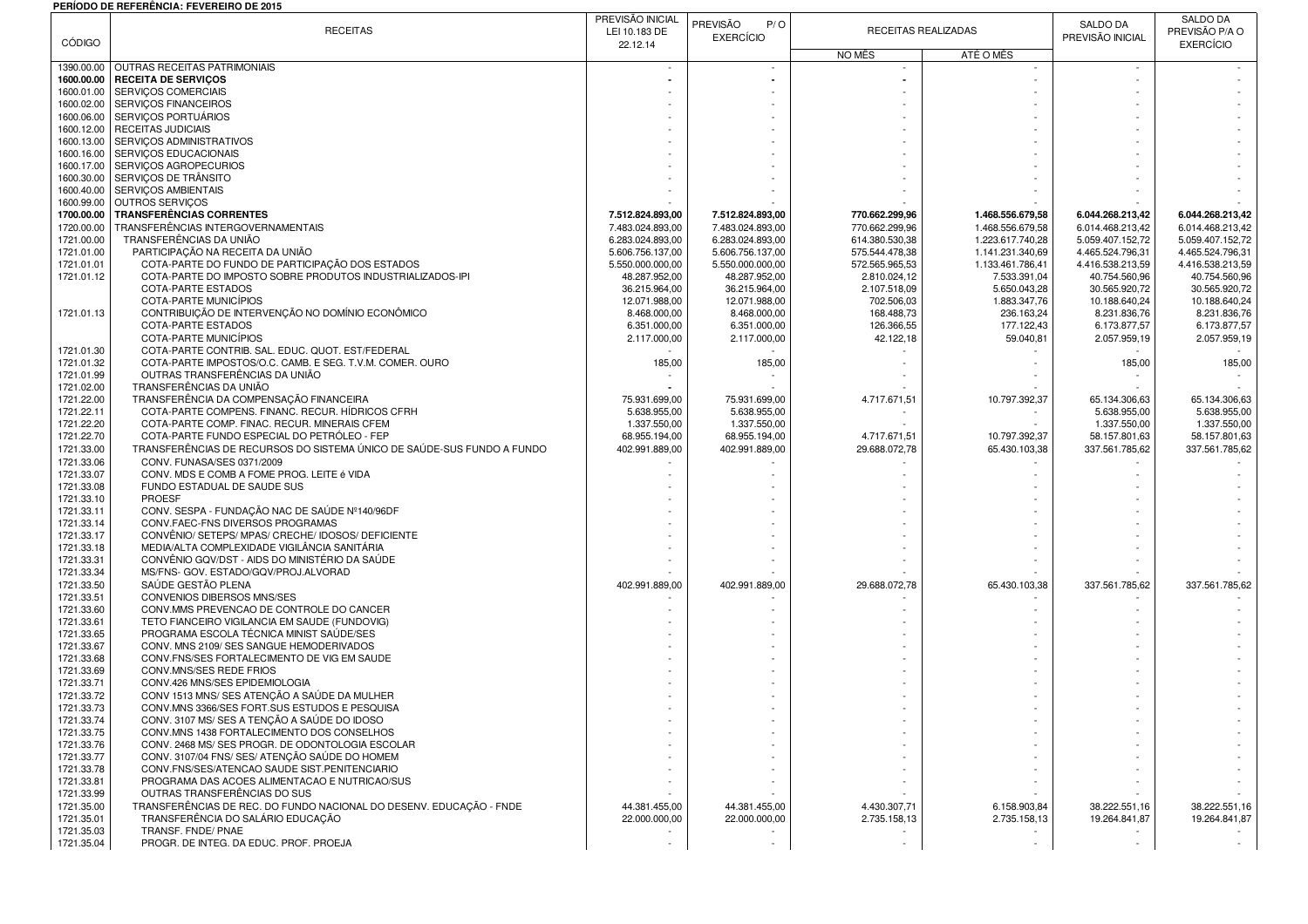**PERÍODO DE REFERÊNCIA: FEVEREIRO DE 2015**

| CÓDIGO | RECEITAS | PREVISÃO INICIAL LEI 10.183 DE 22.12.14 | PREVISÃO P/ O EXERCÍCIO | RECEITAS REALIZADAS | | SALDO DA PREVISÃO INICIAL | SALDO DA PREVISÃO P/A O EXERCÍCIO |
|---|---|---|---|---|---|---|---|
| | | | | NO MÊS | ATÉ O MÊS | | |
| 1390.00.00 | OUTRAS RECEITAS PATRIMONIAIS | - | - | - | - | - | - |
| **1600.00.00** | **RECEITA DE SERVIÇOS** | **-** | **-** | **-** | - | - | - |
| 1600.01.00 | SERVIÇOS COMERCIAIS | - | - | - | - | - | - |
| 1600.02.00 | SERVIÇOS FINANCEIROS | - | - | - | - | - | - |
| 1600.06.00 | SERVIÇOS PORTUÁRIOS | - | - | - | - | - | - |
| 1600.12.00 | RECEITAS JUDICIAIS | - | - | - | - | - | - |
| 1600.13.00 | SERVIÇOS ADMINISTRATIVOS | - | - | - | - | - | - |
| 1600.16.00 | SERVIÇOS EDUCACIONAIS | - | - | - | - | - | - |
| 1600.17.00 | SERVIÇOS AGROPECURIOS | - | - | - | - | - | - |
| 1600.30.00 | SERVIÇOS DE TRÂNSITO | - | - | - | - | - | - |
| 1600.40.00 | SERVIÇOS AMBIENTAIS | - | - | - | - | - | - |
| 1600.99.00 | OUTROS SERVIÇOS | - | - | - | - | - | - |
| **1700.00.00** | **TRANSFERÊNCIAS CORRENTES** | **7.512.824.893,00** | **7.512.824.893,00** | **770.662.299,96** | **1.468.556.679,58** | **6.044.268.213,42** | **6.044.268.213,42** |
| 1720.00.00 | TRANSFERÊNCIAS INTERGOVERNAMENTAIS | 7.483.024.893,00 | 7.483.024.893,00 | 770.662.299,96 | 1.468.556.679,58 | 6.014.468.213,42 | 6.014.468.213,42 |
| 1721.00.00 | TRANSFERÊNCIAS DA UNIÃO | 6.283.024.893,00 | 6.283.024.893,00 | 614.380.530,38 | 1.223.617.740,28 | 5.059.407.152,72 | 5.059.407.152,72 |
| 1721.01.00 | PARTICIPAÇÃO NA RECEITA DA UNIÃO | 5.606.756.137,00 | 5.606.756.137,00 | 575.544.478,38 | 1.141.231.340,69 | 4.465.524.796,31 | 4.465.524.796,31 |
| 1721.01.01 | COTA-PARTE DO FUNDO DE PARTICIPAÇÃO DOS ESTADOS | 5.550.000.000,00 | 5.550.000.000,00 | 572.565.965,53 | 1.133.461.786,41 | 4.416.538.213,59 | 4.416.538.213,59 |
| 1721.01.12 | COTA-PARTE DO IMPOSTO SOBRE PRODUTOS INDUSTRIALIZADOS-IPI | 48.287.952,00 | 48.287.952,00 | 2.810.024,12 | 7.533.391,04 | 40.754.560,96 | 40.754.560,96 |
| | COTA-PARTE ESTADOS | 36.215.964,00 | 36.215.964,00 | 2.107.518,09 | 5.650.043,28 | 30.565.920,72 | 30.565.920,72 |
| | COTA-PARTE MUNICÍPIOS | 12.071.988,00 | 12.071.988,00 | 702.506,03 | 1.883.347,76 | 10.188.640,24 | 10.188.640,24 |
| 1721.01.13 | CONTRIBUIÇÃO DE INTERVENÇÃO NO DOMÍNIO ECONÔMICO | 8.468.000,00 | 8.468.000,00 | 168.488,73 | 236.163,24 | 8.231.836,76 | 8.231.836,76 |
| | COTA-PARTE ESTADOS | 6.351.000,00 | 6.351.000,00 | 126.366,55 | 177.122,43 | 6.173.877,57 | 6.173.877,57 |
| | COTA-PARTE MUNICÍPIOS | 2.117.000,00 | 2.117.000,00 | 42.122,18 | 59.040,81 | 2.057.959,19 | 2.057.959,19 |
| 1721.01.30 | COTA-PARTE CONTRIB. SAL. EDUC. QUOT. EST/FEDERAL | - | - | | | - | - |
| 1721.01.32 | COTA-PARTE IMPOSTOS/O.C. CAMB. E SEG. T.V.M. COMER. OURO | 185,00 | 185,00 | - | - | 185,00 | 185,00 |
| 1721.01.99 | OUTRAS TRANSFERÊNCIAS DA UNIÃO | - | - | - | - | - | - |
| 1721.02.00 | TRANSFERÊNCIAS DA UNIÃO | **-** | - | - | - | - | - |
| 1721.22.00 | TRANSFERÊNCIA DA COMPENSAÇÃO FINANCEIRA | 75.931.699,00 | 75.931.699,00 | 4.717.671,51 | 10.797.392,37 | 65.134.306,63 | 65.134.306,63 |
| 1721.22.11 | COTA-PARTE COMPENS. FINANC. RECUR. HÍDRICOS CFRH | 5.638.955,00 | 5.638.955,00 | - | - | 5.638.955,00 | 5.638.955,00 |
| 1721.22.20 | COTA-PARTE COMP. FINAC. RECUR. MINERAIS CFEM | 1.337.550,00 | 1.337.550,00 | - | - | 1.337.550,00 | 1.337.550,00 |
| 1721.22.70 | COTA-PARTE FUNDO ESPECIAL DO PETRÓLEO - FEP | 68.955.194,00 | 68.955.194,00 | 4.717.671,51 | 10.797.392,37 | 58.157.801,63 | 58.157.801,63 |
| 1721.33.00 | TRANSFERÊNCIAS DE RECURSOS DO SISTEMA ÚNICO DE SAÚDE-SUS FUNDO A FUNDO | 402.991.889,00 | 402.991.889,00 | 29.688.072,78 | 65.430.103,38 | 337.561.785,62 | 337.561.785,62 |
| 1721.33.06 | CONV. FUNASA/SES 0371/2009 | - | - | - | - | - | - |
| 1721.33.07 | CONV. MDS E COMB A FOME PROG. LEITE é VIDA | - | - | - | - | - | - |
| 1721.33.08 | FUNDO ESTADUAL DE SAUDE SUS | - | - | - | - | - | - |
| 1721.33.10 | PROESF | - | - | - | - | - | - |
| 1721.33.11 | CONV. SESPA - FUNDAÇÃO NAC DE SAÚDE Nº140/96DF | - | - | - | - | - | - |
| 1721.33.14 | CONV.FAEC-FNS DIVERSOS PROGRAMAS | - | - | - | - | - | - |
| 1721.33.17 | CONVÊNIO/ SETEPS/ MPAS/ CRECHE/ IDOSOS/ DEFICIENTE | - | - | - | - | - | - |
| 1721.33.18 | MEDIA/ALTA COMPLEXIDADE VIGILÂNCIA SANITÁRIA | - | - | - | - | - | - |
| 1721.33.31 | CONVÊNIO GQV/DST - AIDS DO MINISTÉRIO DA SAÚDE | - | - | - | - | - | - |
| 1721.33.34 | MS/FNS- GOV. ESTADO/GQV/PROJ.ALVORAD | - | - | - | - | - | - |
| 1721.33.50 | SAÚDE GESTÃO PLENA | 402.991.889,00 | 402.991.889,00 | 29.688.072,78 | 65.430.103,38 | 337.561.785,62 | 337.561.785,62 |
| 1721.33.51 | CONVENIOS DIBERSOS MNS/SES | - | - | - | - | - | - |
| 1721.33.60 | CONV.MMS PREVENCAO DE CONTROLE DO CANCER | - | - | - | - | - | - |
| 1721.33.61 | TETO FIANCEIRO VIGILANCIA EM SAUDE (FUNDOVIG) | - | - | - | - | - | - |
| 1721.33.65 | PROGRAMA ESCOLA TÉCNICA MINIST SAÚDE/SES | - | - | - | - | - | - |
| 1721.33.67 | CONV. MNS 2109/ SES SANGUE HEMODERIVADOS | - | - | - | - | - | - |
| 1721.33.68 | CONV.FNS/SES FORTALECIMENTO DE VIG EM SAUDE | - | - | - | - | - | - |
| 1721.33.69 | CONV.MNS/SES REDE FRIOS | - | - | - | - | - | - |
| 1721.33.71 | CONV.426 MNS/SES EPIDEMIOLOGIA | - | - | - | - | - | - |
| 1721.33.72 | CONV 1513 MNS/ SES ATENÇÃO A SAÚDE DA MULHER | - | - | - | - | - | - |
| 1721.33.73 | CONV.MNS 3366/SES FORT.SUS ESTUDOS E PESQUISA | - | - | - | - | - | - |
| 1721.33.74 | CONV. 3107 MS/ SES A TENÇÃO A SAÚDE DO IDOSO | - | - | - | - | - | - |
| 1721.33.75 | CONV.MNS 1438 FORTALECIMENTO DOS CONSELHOS | - | - | - | - | - | - |
| 1721.33.76 | CONV. 2468 MS/ SES PROGR. DE ODONTOLOGIA ESCOLAR | - | - | - | - | - | - |
| 1721.33.77 | CONV. 3107/04 FNS/ SES/ ATENÇÃO SAÚDE DO HOMEM | - | - | - | - | - | - |
| 1721.33.78 | CONV.FNS/SES/ATENCAO SAUDE SIST.PENITENCIARIO | - | - | - | - | - | - |
| 1721.33.81 | PROGRAMA DAS ACOES ALIMENTACAO E NUTRICAO/SUS | - | - | - | - | - | - |
| 1721.33.99 | OUTRAS TRANSFERÊNCIAS DO SUS | - | - | - | - | - | - |
| 1721.35.00 | TRANSFERÊNCIAS DE REC. DO FUNDO NACIONAL DO DESENV. EDUCAÇÃO - FNDE | 44.381.455,00 | 44.381.455,00 | 4.430.307,71 | 6.158.903,84 | 38.222.551,16 | 38.222.551,16 |
| 1721.35.01 | TRANSFERÊNCIA DO SALÁRIO EDUCAÇÃO | 22.000.000,00 | 22.000.000,00 | 2.735.158,13 | 2.735.158,13 | 19.264.841,87 | 19.264.841,87 |
| 1721.35.03 | TRANSF. FNDE/ PNAE | - | - | - | - | - | - |
| 1721.35.04 | PROGR. DE INTEG. DA EDUC. PROF. PROEJA | - | - | - | - | - | - |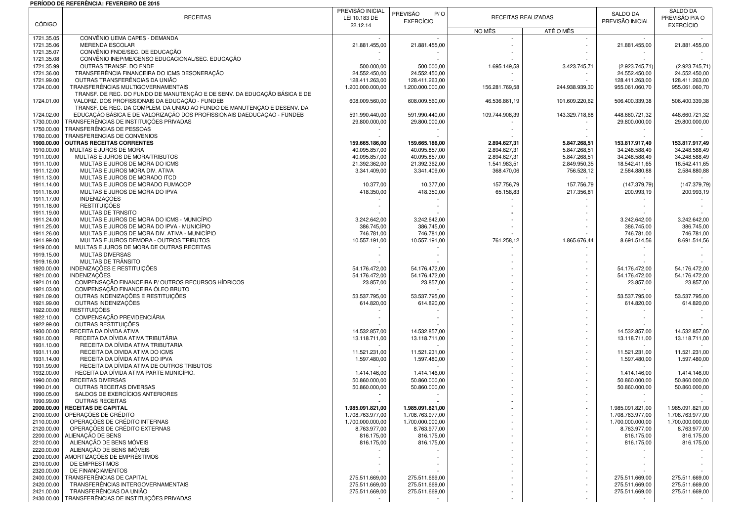**PERÍODO DE REFERÊNCIA: FEVEREIRO DE 2015**

| CÓDIGO | RECEITAS | PREVISÃO INICIAL LEI 10.183 DE 22.12.14 | PREVISÃO P/ O EXERCÍCIO | RECEITAS REALIZADAS | | SALDO DA PREVISÃO INICIAL | SALDO DA PREVISÃO P/A O EXERCÍCIO |
|---|---|---|---|---|---|---|---|
| | | | | NO MÊS | ATÉ O MÊS | | |
| 1721.35.05 | CONVÊNIO UEMA CAPES - DEMANDA | - | - | - | - | - | - |
| 1721.35.06 | MERENDA ESCOLAR | 21.881.455,00 | 21.881.455,00 | - | - | 21.881.455,00 | 21.881.455,00 |
| 1721.35.07 | CONVÊNIO FNDE/SEC. DE EDUCAÇÃO | - | - | - | - | - | - |
| 1721.35.08 | CONVÊNIO INEP/ME/CENSO EDUCACIONAL/SEC. EDUCAÇÃO | - | - | - | - | - | - |
| 1721.35.99 | OUTRAS TRANSF. DO FNDE | 500.000,00 | 500.000,00 | 1.695.149,58 | 3.423.745,71 | (2.923.745,71) | (2.923.745,71) |
| 1721.36.00 | TRANSFERÊNCIA FINANCEIRA DO ICMS DESONERAÇÃO | 24.552.450,00 | 24.552.450,00 | - | - | 24.552.450,00 | 24.552.450,00 |
| 1721.99.00 | OUTRAS TRANSFERÊNCIAS DA UNIÃO | 128.411.263,00 | 128.411.263,00 | - | - | 128.411.263,00 | 128.411.263,00 |
| 1724.00.00 | TRANSFERÊNCIAS MULTIGOVERNAMENTAIS | 1.200.000.000,00 | 1.200.000.000,00 | 156.281.769,58 | 244.938.939,30 | 955.061.060,70 | 955.061.060,70 |
| 1724.01.00 | TRANSF. DE REC. DO FUNDO DE MANUTENÇÃO E DE SENV. DA EDUCAÇÃO BÁSICA E DE VALORIZ. DOS PROFISSIONAIS DA EDUCAÇÃO - FUNDEB | 608.009.560,00 | 608.009.560,00 | 46.536.861,19 | 101.609.220,62 | 506.400.339,38 | 506.400.339,38 |
| 1724.02.00 | TRANSF. DE REC. DA COMPLEM. DA UNIÃO AO FUNDO DE MANUTENÇÃO E DESENV. DA EDUCAÇÃO BÁSICA E DE VALORIZAÇÃO DOS PROFISSIONAIS DAEDUCAÇÃO - FUNDEB | 591.990.440,00 | 591.990.440,00 | 109.744.908,39 | 143.329.718,68 | 448.660.721,32 | 448.660.721,32 |
| 1730.00.00 | TRANSFERÊNCIAS DE INSTITUIÇÕES PRIVADAS | 29.800.000,00 | 29.800.000,00 | - | - | 29.800.000,00 | 29.800.000,00 |
| 1750.00.00 | TRANSFERÊNCIAS DE PESSOAS | - | - | - | - | - | - |
| 1760.00.00 | TRANSFERENCIAS DE CONVENIOS | - | - | - | - | - | - |
| **1900.00.00** | **OUTRAS RECEITAS CORRENTES** | **159.665.186,00** | **159.665.186,00** | **2.894.627,31** | **5.847.268,51** | **153.817.917,49** | **153.817.917,49** |
| 1910.00.00 | MULTAS E JUROS DE MORA | 40.095.857,00 | 40.095.857,00 | 2.894.627,31 | 5.847.268,51 | 34.248.588,49 | 34.248.588,49 |
| 1911.00.00 | MULTAS E JUROS DE MORA/TRIBUTOS | 40.095.857,00 | 40.095.857,00 | 2.894.627,31 | 5.847.268,51 | 34.248.588,49 | 34.248.588,49 |
| 1911.10.00 | MULTAS E JUROS DE MORA DO ICMS | 21.392.362,00 | 21.392.362,00 | 1.541.983,51 | 2.849.950,35 | 18.542.411,65 | 18.542.411,65 |
| 1911.12.00 | MULTAS E JUROS MORA DIV. ATIVA | 3.341.409,00 | 3.341.409,00 | 368.470,06 | 756.528,12 | 2.584.880,88 | 2.584.880,88 |
| 1911.13.00 | MULTAS E JUROS DE MORADO ITCD | - | - | - | - | - | - |
| 1911.14.00 | MULTAS E JUROS DE MORADO FUMACOP | 10.377,00 | 10.377,00 | 157.756,79 | 157.756,79 | (147.379,79) | (147.379,79) |
| 1911.16.00 | MULTAS E JUROS DE MORA DO IPVA | 418.350,00 | 418.350,00 | 65.158,83 | 217.356,81 | 200.993,19 | 200.993,19 |
| 1911.17.00 | INDENIZAÇÕES | - | - | - | - | - | - |
| 1911.18.00 | RESTITUIÇÕES | - | - | - | - | - | - |
| 1911.19.00 | MULTAS DE TRNSITO | - | - | - | - | - | - |
| 1911.24.00 | MULTAS E JUROS DE MORA DO ICMS - MUNICÍPIO | 3.242.642,00 | 3.242.642,00 | - | - | 3.242.642,00 | 3.242.642,00 |
| 1911.25.00 | MULTAS E JUROS DE MORA DO IPVA - MUNICÍPIO | 386.745,00 | 386.745,00 | - | - | 386.745,00 | 386.745,00 |
| 1911.26.00 | MULTAS E JUROS DE MORA DIV. ATIVA - MUNICÍPIO | 746.781,00 | 746.781,00 | - | - | 746.781,00 | 746.781,00 |
| 1911.99.00 | MULTAS E JUROS DEMORA - OUTROS TRIBUTOS | 10.557.191,00 | 10.557.191,00 | 761.258,12 | 1.865.676,44 | 8.691.514,56 | 8.691.514,56 |
| 1919.00.00 | MULTAS E JUROS DE MORA DE OUTRAS RECEITAS | - | - | - | - | - | - |
| 1919.15.00 | MULTAS DIVERSAS | - | - | - | - | - | - |
| 1919.16.00 | MULTAS DE TRÂNSITO | - | - | - | - | - | - |
| 1920.00.00 | INDENIZAÇÕES E RESTITUIÇÕES | 54.176.472,00 | 54.176.472,00 | - | - | 54.176.472,00 | 54.176.472,00 |
| 1921.00.00 | INDENIZAÇÕES | 54.176.472,00 | 54.176.472,00 | - | - | 54.176.472,00 | 54.176.472,00 |
| 1921.01.00 | COMPENSAÇÃO FINANCEIRA P/ OUTROS RECURSOS HÍDRICOS | 23.857,00 | 23.857,00 | - | - | 23.857,00 | 23.857,00 |
| 1921.03.00 | COMPENSAÇÃO FINANCEIRA ÓLEO BRUTO | - | - | - | - | - | - |
| 1921.09.00 | OUTRAS INDENIZAÇÕES E RESTITUIÇÕES | 53.537.795,00 | 53.537.795,00 | - | - | 53.537.795,00 | 53.537.795,00 |
| 1921.99.00 | OUTRAS INDENIZAÇÕES | 614.820,00 | 614.820,00 | - | - | 614.820,00 | 614.820,00 |
| 1922.00.00 | RESTITUIÇÕES | - | - | - | - | - | - |
| 1922.10.00 | COMPENSAÇÃO PREVIDENCIÁRIA | - | - | - | - | - | - |
| 1922.99.00 | OUTRAS RESTITUIÇÕES | - | - | - | - | - | - |
| 1930.00.00 | RECEITA DA DÍVIDA ATIVA | 14.532.857,00 | 14.532.857,00 | - | - | 14.532.857,00 | 14.532.857,00 |
| 1931.00.00 | RECEITA DA DÍVIDA ATIVA TRIBUTÁRIA | 13.118.711,00 | 13.118.711,00 | - | - | 13.118.711,00 | 13.118.711,00 |
| 1931.10.00 | RECEITA DA DÍVIDA ATIVA TRIBUTARIA | - | - | - | - | - | - |
| 1931.11.00 | RECEITA DA DIVIDA ATIVA DO ICMS | 11.521.231,00 | 11.521.231,00 | - | - | 11.521.231,00 | 11.521.231,00 |
| 1931.14.00 | RECEITA DA DÍVIDA ATIVA DO IPVA | 1.597.480,00 | 1.597.480,00 | - | - | 1.597.480,00 | 1.597.480,00 |
| 1931.99.00 | RECEITA DA DÍVIDA ATIVA DE OUTROS TRIBUTOS | - | - | - | - | - | - |
| 1932.00.00 | RECEITA DA DÍVIDA ATIVA PARTE MUNICÍPIO. | 1.414.146,00 | 1.414.146,00 | - | - | 1.414.146,00 | 1.414.146,00 |
| 1990.00.00 | RECEITAS DIVERSAS | 50.860.000,00 | 50.860.000,00 | - | - | 50.860.000,00 | 50.860.000,00 |
| 1990.01.00 | OUTRAS RECEITAS DIVERSAS | 50.860.000,00 | 50.860.000,00 | - | - | 50.860.000,00 | 50.860.000,00 |
| 1990.05.00 | SALDOS DE EXERCÍCIOS ANTERIORES | - | - | - | - | - | - |
| 1990.99.00 | OUTRAS RECEITAS | - | - | - | - | - | - |
| **2000.00.00** | **RECEITAS DE CAPITAL** | **1.985.091.821,00** | **1.985.091.821,00** | **-** | **-** | 1.985.091.821,00 | 1.985.091.821,00 |
| 2100.00.00 | OPERAÇÕES DE CRÉDITO | 1.708.763.977,00 | 1.708.763.977,00 | - | - | 1.708.763.977,00 | 1.708.763.977,00 |
| 2110.00.00 | OPERAÇÕES DE CRÉDITO INTERNAS | 1.700.000.000,00 | 1.700.000.000,00 | - | - | 1.700.000.000,00 | 1.700.000.000,00 |
| 2120.00.00 | OPERAÇÕES DE CRÉDITO EXTERNAS | 8.763.977,00 | 8.763.977,00 | - | - | 8.763.977,00 | 8.763.977,00 |
| 2200.00.00 | ALIENAÇÃO DE BENS | 816.175,00 | 816.175,00 | - | - | 816.175,00 | 816.175,00 |
| 2210.00.00 | ALIENAÇÃO DE BENS MÓVEIS | 816.175,00 | 816.175,00 | - | - | 816.175,00 | 816.175,00 |
| 2220.00.00 | ALIENAÇÃO DE BENS IMÓVEIS | - | - | - | - | - | - |
| 2300.00.00 | AMORTIZAÇÕES DE EMPRÉSTIMOS | - | - | - | - | - | - |
| 2310.00.00 | DE EMPRESTIMOS | - | - | - | - | - | - |
| 2320.00.00 | DE FINANCIAMENTOS | - | - | - | - | - | - |
| 2400.00.00 | TRANSFERÊNCIAS DE CAPITAL | 275.511.669,00 | 275.511.669,00 | - | - | 275.511.669,00 | 275.511.669,00 |
| 2420.00.00 | TRANSFERÊNCIAS INTERGOVERNAMENTAIS | 275.511.669,00 | 275.511.669,00 | - | - | 275.511.669,00 | 275.511.669,00 |
| 2421.00.00 | TRANSFERÊNCIAS DA UNIÃO | 275.511.669,00 | 275.511.669,00 | - | - | 275.511.669,00 | 275.511.669,00 |
| 2430.00.00 | TRANSFERÊNCIAS DE INSTITUIÇÕES PRIVADAS | - | - | - | - | - | - |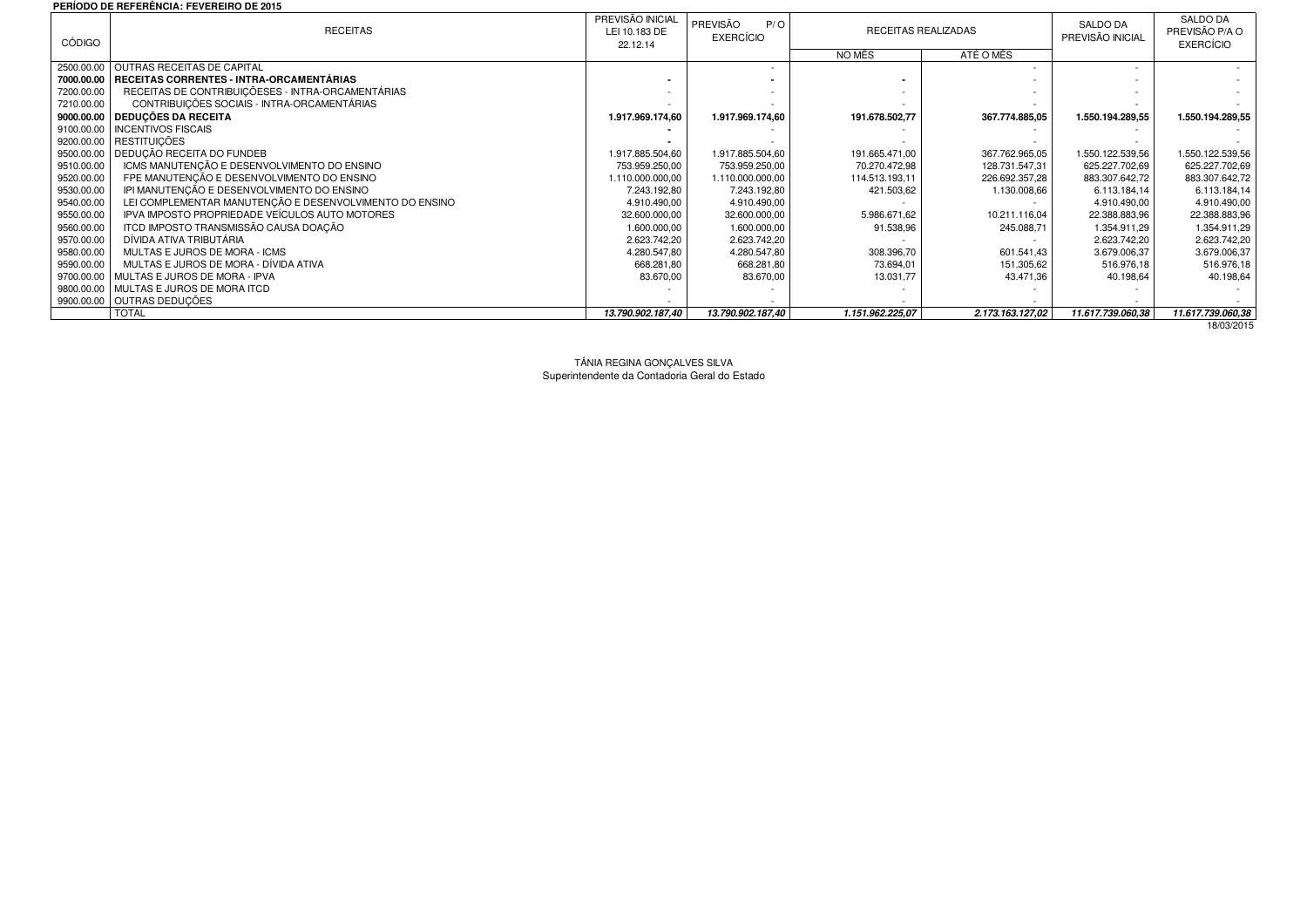**PERÍODO DE REFERÊNCIA: FEVEREIRO DE 2015**

| CÓDIGO | RECEITAS | PREVISÃO INICIAL LEI 10.183 DE 22.12.14 | PREVISÃO P/O EXERCÍCIO | RECEITAS REALIZADAS | | SALDO DA PREVISÃO INICIAL | SALDO DA PREVISÃO P/A O EXERCÍCIO |
|---|---|---|---|---|---|---|---|
| | | | | NO MÊS | ATÉ O MÊS | | |
| 2500.00.00 | OUTRAS RECEITAS DE CAPITAL | | - | | - | - | - |
| **7000.00.00** | **RECEITAS CORRENTES - INTRA-ORCAMENTÁRIAS** | **-** | **-** | **-** | - | - | - |
| 7200.00.00 | RECEITAS DE CONTRIBUIÇÕESES - INTRA-ORCAMENTÁRIAS | - | - | - | - | - | - |
| 7210.00.00 | CONTRIBUIÇÕES SOCIAIS - INTRA-ORCAMENTÁRIAS | - | - | - | - | - | - |
| **9000.00.00** | **DEDUÇÕES DA RECEITA** | **1.917.969.174,60** | **1.917.969.174,60** | **191.678.502,77** | **367.774.885,05** | **1.550.194.289,55** | **1.550.194.289,55** |
| 9100.00.00 | INCENTIVOS FISCAIS | **-** | - | - | - | - | - |
| 9200.00.00 | RESTITUIÇÕES | **-** | - | - | - | - | - |
| 9500.00.00 | DEDUÇÃO RECEITA DO FUNDEB | 1.917.885.504,60 | 1.917.885.504,60 | 191.665.471,00 | 367.762.965,05 | 1.550.122.539,56 | 1.550.122.539,56 |
| 9510.00.00 | ICMS MANUTENÇÃO E DESENVOLVIMENTO DO ENSINO | 753.959.250,00 | 753.959.250,00 | 70.270.472,98 | 128.731.547,31 | 625.227.702,69 | 625.227.702,69 |
| 9520.00.00 | FPE MANUTENÇÃO E DESENVOLVIMENTO DO ENSINO | 1.110.000.000,00 | 1.110.000.000,00 | 114.513.193,11 | 226.692.357,28 | 883.307.642,72 | 883.307.642,72 |
| 9530.00.00 | IPI MANUTENÇÃO E DESENVOLVIMENTO DO ENSINO | 7.243.192,80 | 7.243.192,80 | 421.503,62 | 1.130.008,66 | 6.113.184,14 | 6.113.184,14 |
| 9540.00.00 | LEI COMPLEMENTAR MANUTENÇÃO E DESENVOLVIMENTO DO ENSINO | 4.910.490,00 | 4.910.490,00 | - | - | 4.910.490,00 | 4.910.490,00 |
| 9550.00.00 | IPVA IMPOSTO PROPRIEDADE VEÍCULOS AUTO MOTORES | 32.600.000,00 | 32.600.000,00 | 5.986.671,62 | 10.211.116,04 | 22.388.883,96 | 22.388.883,96 |
| 9560.00.00 | ITCD IMPOSTO TRANSMISSÃO CAUSA DOAÇÃO | 1.600.000,00 | 1.600.000,00 | 91.538,96 | 245.088,71 | 1.354.911,29 | 1.354.911,29 |
| 9570.00.00 | DÍVIDA ATIVA TRIBUTÁRIA | 2.623.742,20 | 2.623.742,20 | - | - | 2.623.742,20 | 2.623.742,20 |
| 9580.00.00 | MULTAS E JUROS DE MORA - ICMS | 4.280.547,80 | 4.280.547,80 | 308.396,70 | 601.541,43 | 3.679.006,37 | 3.679.006,37 |
| 9590.00.00 | MULTAS E JUROS DE MORA - DÍVIDA ATIVA | 668.281,80 | 668.281,80 | 73.694,01 | 151.305,62 | 516.976,18 | 516.976,18 |
| 9700.00.00 | MULTAS E JUROS DE MORA - IPVA | 83.670,00 | 83.670,00 | 13.031,77 | 43.471,36 | 40.198,64 | 40.198,64 |
| 9800.00.00 | MULTAS E JUROS DE MORA ITCD | - | - | - | - | - | - |
| 9900.00.00 | OUTRAS DEDUÇÕES | - | - | - | - | - | - |
| | TOTAL | ***13.790.902.187,40*** | ***13.790.902.187,40*** | ***1.151.962.225,07*** | ***2.173.163.127,02*** | ***11.617.739.060,38*** | ***11.617.739.060,38*** |

18/03/2015

TÂNIA REGINA GONÇALVES SILVA
Superintendente da Contadoria Geral do Estado